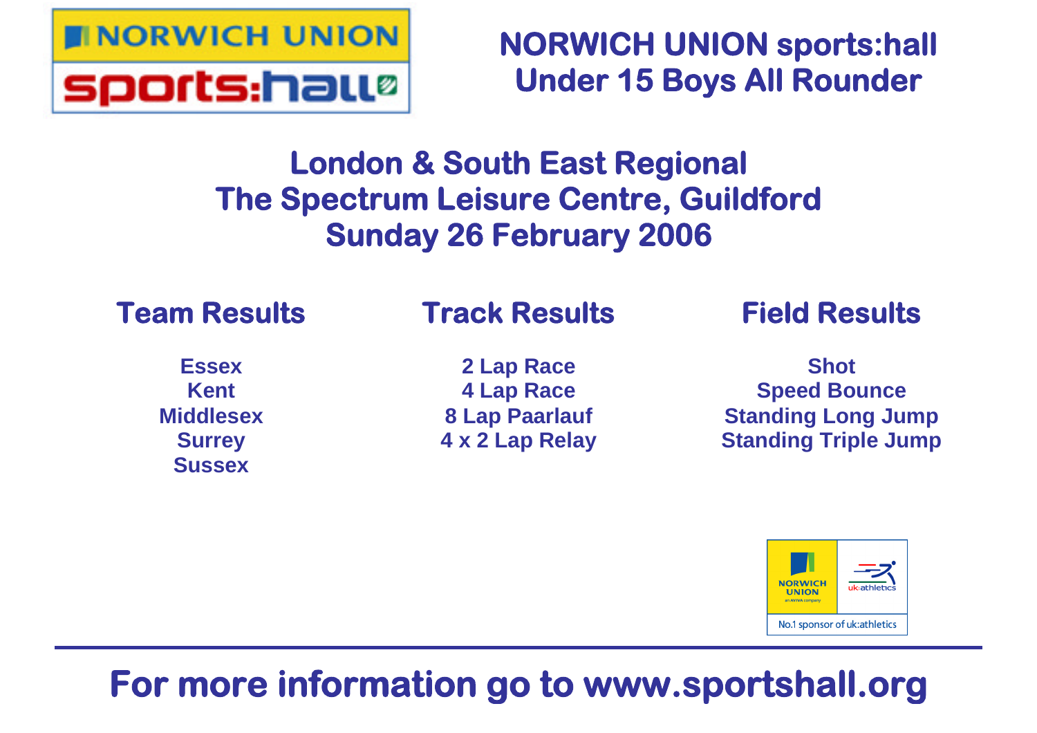# NORWICH UNION sports:hall Under 15 Boys All Rounder

## London & South East Regional
## The Spectrum Leisure Centre, Guildford
## Sunday 26 February 2006

### Team Results

Essex
Kent
Middlesex
Surrey
Sussex

### Track Results

2 Lap Race
4 Lap Race
8 Lap Paarlauf
4 x 2 Lap Relay

### Field Results

Shot
Speed Bounce
Standing Long Jump
Standing Triple Jump

**For more information go to www.sportshall.org**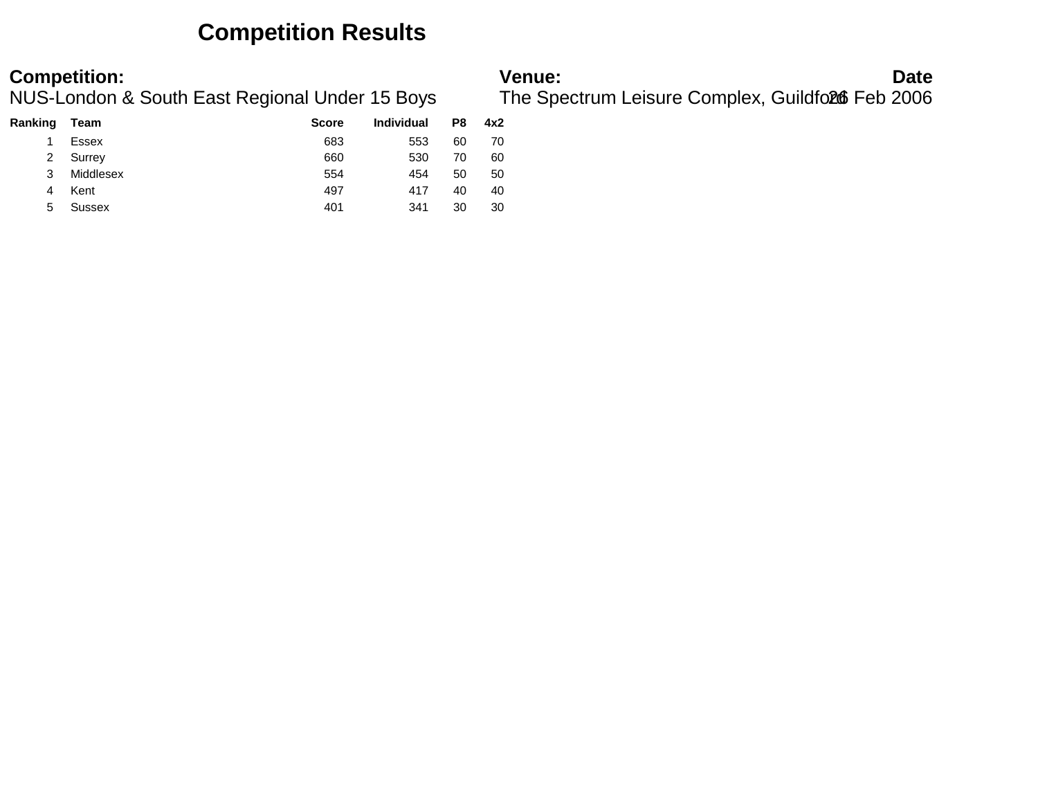# Competition Results

**Competition:** NUS-London & South East Regional Under 15 Boys

**Venue:** The Spectrum Leisure Complex, Guildford

**Date** 26 Feb 2006

| Ranking | Team | Score | Individual | P8 | 4x2 |
|---|---|---|---|---|---|
| 1 | Essex | 683 | 553 | 60 | 70 |
| 2 | Surrey | 660 | 530 | 70 | 60 |
| 3 | Middlesex | 554 | 454 | 50 | 50 |
| 4 | Kent | 497 | 417 | 40 | 40 |
| 5 | Sussex | 401 | 341 | 30 | 30 |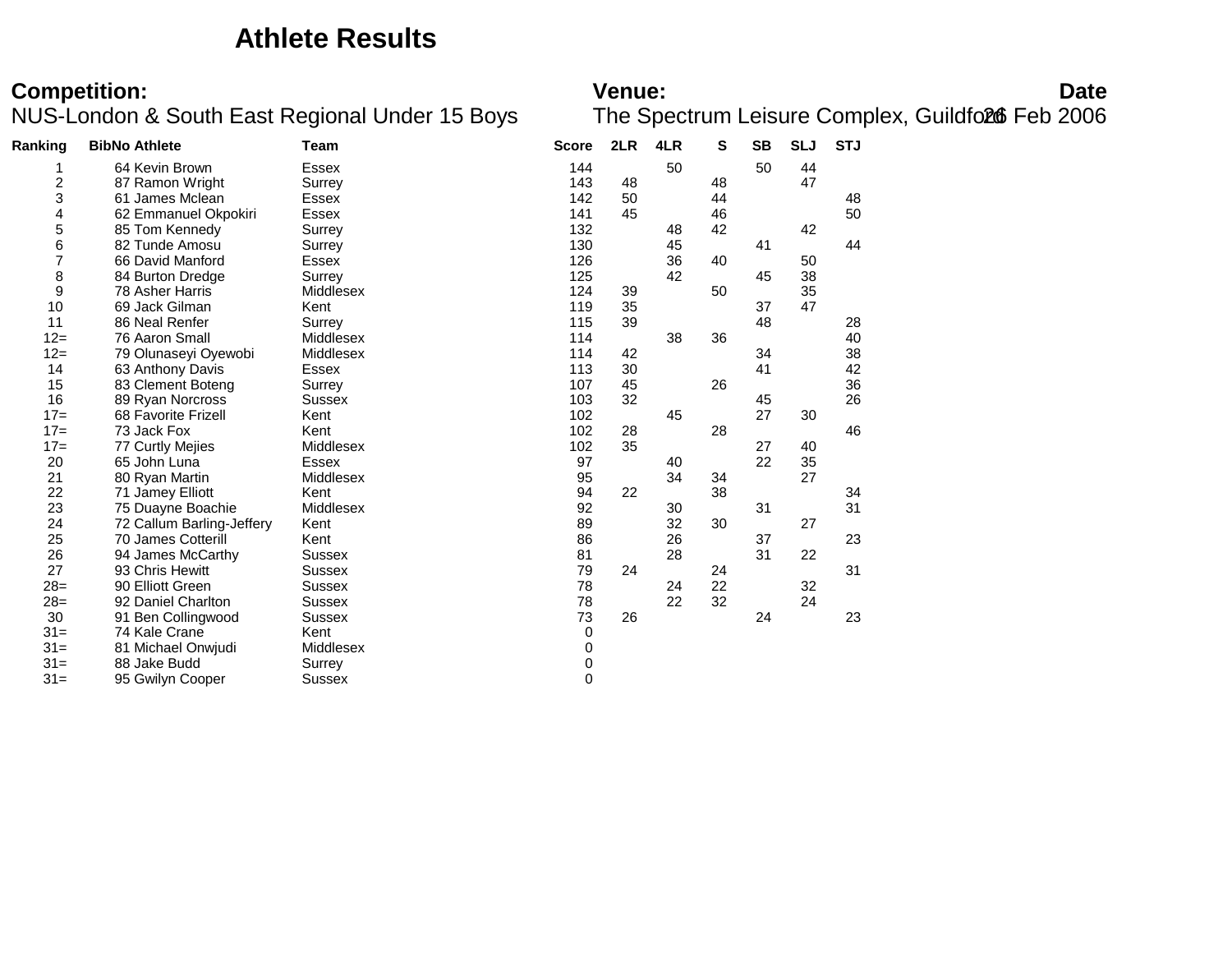# Athlete Results

**Competition:** NUS-London & South East Regional Under 15 Boys

**Venue:** The Spectrum Leisure Complex, Guildford

**Date** 26 Feb 2006

| Ranking | BibNo | Athlete | Team | Score | 2LR | 4LR | S | SB | SLJ | STJ |
|---|---|---|---|---|---|---|---|---|---|---|
| 1 | 64 | Kevin Brown | Essex | 144 | | 50 | | 50 | 44 | |
| 2 | 87 | Ramon Wright | Surrey | 143 | 48 | | 48 | | 47 | |
| 3 | 61 | James Mclean | Essex | 142 | 50 | | 44 | | | 48 |
| 4 | 62 | Emmanuel Okpokiri | Essex | 141 | 45 | | 46 | | | 50 |
| 5 | 85 | Tom Kennedy | Surrey | 132 | | 48 | 42 | | 42 | |
| 6 | 82 | Tunde Amosu | Surrey | 130 | | 45 | | 41 | | 44 |
| 7 | 66 | David Manford | Essex | 126 | | 36 | 40 | | 50 | |
| 8 | 84 | Burton Dredge | Surrey | 125 | | 42 | | 45 | 38 | |
| 9 | 78 | Asher Harris | Middlesex | 124 | 39 | | 50 | | 35 | |
| 10 | 69 | Jack Gilman | Kent | 119 | 35 | | | 37 | 47 | |
| 11 | 86 | Neal Renfer | Surrey | 115 | 39 | | | 48 | | 28 |
| 12= | 76 | Aaron Small | Middlesex | 114 | | 38 | 36 | | | 40 |
| 12= | 79 | Olunaseyi Oyewobi | Middlesex | 114 | 42 | | | 34 | | 38 |
| 14 | 63 | Anthony Davis | Essex | 113 | 30 | | | 41 | | 42 |
| 15 | 83 | Clement Boteng | Surrey | 107 | 45 | | 26 | | | 36 |
| 16 | 89 | Ryan Norcross | Sussex | 103 | 32 | | | 45 | | 26 |
| 17= | 68 | Favorite Frizell | Kent | 102 | | 45 | | 27 | 30 | |
| 17= | 73 | Jack Fox | Kent | 102 | 28 | | 28 | | | 46 |
| 17= | 77 | Curtly Mejies | Middlesex | 102 | 35 | | | 27 | 40 | |
| 20 | 65 | John Luna | Essex | 97 | | 40 | | 22 | 35 | |
| 21 | 80 | Ryan Martin | Middlesex | 95 | | 34 | 34 | | 27 | |
| 22 | 71 | Jamey Elliott | Kent | 94 | 22 | | 38 | | | 34 |
| 23 | 75 | Duayne Boachie | Middlesex | 92 | | 30 | | 31 | | 31 |
| 24 | 72 | Callum Barling-Jeffery | Kent | 89 | | 32 | 30 | | 27 | |
| 25 | 70 | James Cotterill | Kent | 86 | | 26 | | 37 | | 23 |
| 26 | 94 | James McCarthy | Sussex | 81 | | 28 | | 31 | 22 | |
| 27 | 93 | Chris Hewitt | Sussex | 79 | 24 | | 24 | | | 31 |
| 28= | 90 | Elliott Green | Sussex | 78 | | 24 | 22 | | 32 | |
| 28= | 92 | Daniel Charlton | Sussex | 78 | | 22 | 32 | | 24 | |
| 30 | 91 | Ben Collingwood | Sussex | 73 | 26 | | | 24 | | 23 |
| 31= | 74 | Kale Crane | Kent | 0 | | | | | | |
| 31= | 81 | Michael Onwjudi | Middlesex | 0 | | | | | | |
| 31= | 88 | Jake Budd | Surrey | 0 | | | | | | |
| 31= | 95 | Gwilyn Cooper | Sussex | 0 | | | | | | |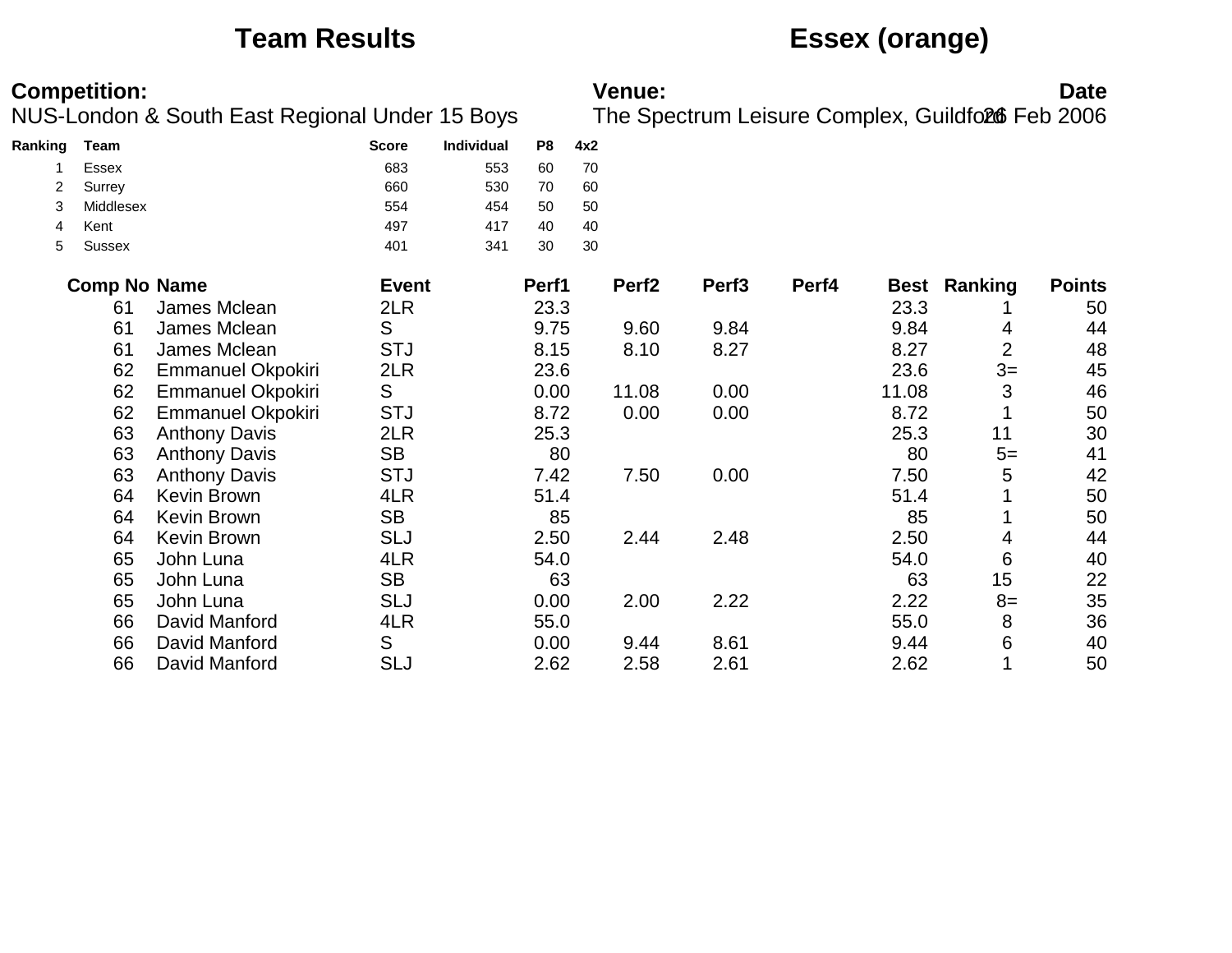# Team Results

## Essex (orange)

**Competition:**
NUS-London & South East Regional Under 15 Boys

**Venue:**
The Spectrum Leisure Complex, Guildford

**Date**
26 Feb 2006

| Ranking | Team | Score | Individual | P8 | 4x2 |
|---|---|---|---|---|---|
| 1 | Essex | 683 | 553 | 60 | 70 |
| 2 | Surrey | 660 | 530 | 70 | 60 |
| 3 | Middlesex | 554 | 454 | 50 | 50 |
| 4 | Kent | 497 | 417 | 40 | 40 |
| 5 | Sussex | 401 | 341 | 30 | 30 |

| Comp No | Name | Event | Perf1 | Perf2 | Perf3 | Perf4 | Best | Ranking | Points |
|---|---|---|---|---|---|---|---|---|---|
| 61 | James Mclean | 2LR | 23.3 | | | | 23.3 | 1 | 50 |
| 61 | James Mclean | S | 9.75 | 9.60 | 9.84 | | 9.84 | 4 | 44 |
| 61 | James Mclean | STJ | 8.15 | 8.10 | 8.27 | | 8.27 | 2 | 48 |
| 62 | Emmanuel Okpokiri | 2LR | 23.6 | | | | 23.6 | 3= | 45 |
| 62 | Emmanuel Okpokiri | S | 0.00 | 11.08 | 0.00 | | 11.08 | 3 | 46 |
| 62 | Emmanuel Okpokiri | STJ | 8.72 | 0.00 | 0.00 | | 8.72 | 1 | 50 |
| 63 | Anthony Davis | 2LR | 25.3 | | | | 25.3 | 11 | 30 |
| 63 | Anthony Davis | SB | 80 | | | | 80 | 5= | 41 |
| 63 | Anthony Davis | STJ | 7.42 | 7.50 | 0.00 | | 7.50 | 5 | 42 |
| 64 | Kevin Brown | 4LR | 51.4 | | | | 51.4 | 1 | 50 |
| 64 | Kevin Brown | SB | 85 | | | | 85 | 1 | 50 |
| 64 | Kevin Brown | SLJ | 2.50 | 2.44 | 2.48 | | 2.50 | 4 | 44 |
| 65 | John Luna | 4LR | 54.0 | | | | 54.0 | 6 | 40 |
| 65 | John Luna | SB | 63 | | | | 63 | 15 | 22 |
| 65 | John Luna | SLJ | 0.00 | 2.00 | 2.22 | | 2.22 | 8= | 35 |
| 66 | David Manford | 4LR | 55.0 | | | | 55.0 | 8 | 36 |
| 66 | David Manford | S | 0.00 | 9.44 | 8.61 | | 9.44 | 6 | 40 |
| 66 | David Manford | SLJ | 2.62 | 2.58 | 2.61 | | 2.62 | 1 | 50 |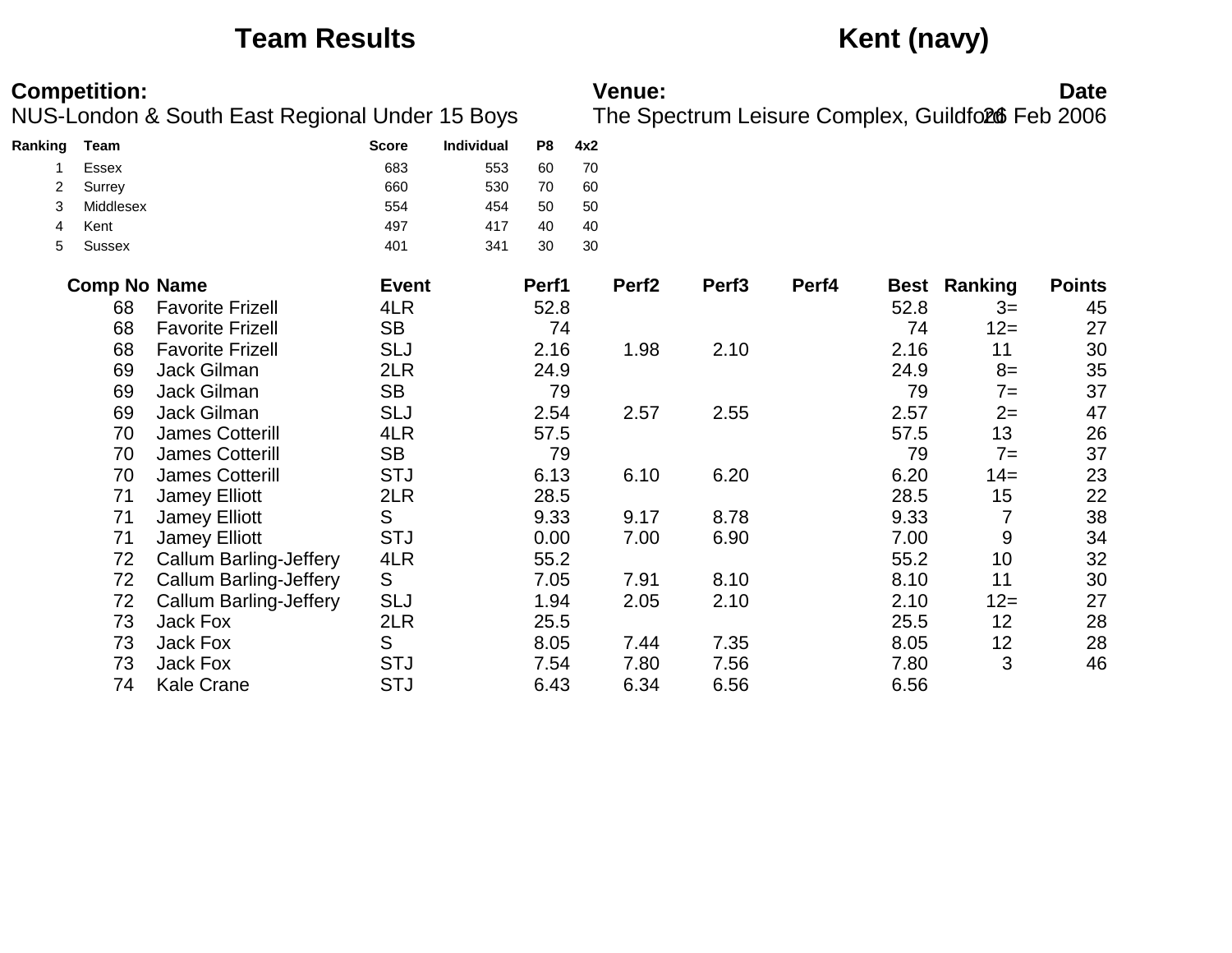# Team Results

## Kent (navy)

**Competition:**
NUS-London & South East Regional Under 15 Boys

**Venue:**
The Spectrum Leisure Complex, Guildford

**Date**
26 Feb 2006

| Ranking | Team | Score | Individual | P8 | 4x2 |
|---|---|---|---|---|---|
| 1 | Essex | 683 | 553 | 60 | 70 |
| 2 | Surrey | 660 | 530 | 70 | 60 |
| 3 | Middlesex | 554 | 454 | 50 | 50 |
| 4 | Kent | 497 | 417 | 40 | 40 |
| 5 | Sussex | 401 | 341 | 30 | 30 |

| Comp No | Name | Event | Perf1 | Perf2 | Perf3 | Perf4 | Best | Ranking | Points |
|---|---|---|---|---|---|---|---|---|---|
| 68 | Favorite Frizell | 4LR | 52.8 | | | | 52.8 | 3= | 45 |
| 68 | Favorite Frizell | SB | 74 | | | | 74 | 12= | 27 |
| 68 | Favorite Frizell | SLJ | 2.16 | 1.98 | 2.10 | | 2.16 | 11 | 30 |
| 69 | Jack Gilman | 2LR | 24.9 | | | | 24.9 | 8= | 35 |
| 69 | Jack Gilman | SB | 79 | | | | 79 | 7= | 37 |
| 69 | Jack Gilman | SLJ | 2.54 | 2.57 | 2.55 | | 2.57 | 2= | 47 |
| 70 | James Cotterill | 4LR | 57.5 | | | | 57.5 | 13 | 26 |
| 70 | James Cotterill | SB | 79 | | | | 79 | 7= | 37 |
| 70 | James Cotterill | STJ | 6.13 | 6.10 | 6.20 | | 6.20 | 14= | 23 |
| 71 | Jamey Elliott | 2LR | 28.5 | | | | 28.5 | 15 | 22 |
| 71 | Jamey Elliott | S | 9.33 | 9.17 | 8.78 | | 9.33 | 7 | 38 |
| 71 | Jamey Elliott | STJ | 0.00 | 7.00 | 6.90 | | 7.00 | 9 | 34 |
| 72 | Callum Barling-Jeffery | 4LR | 55.2 | | | | 55.2 | 10 | 32 |
| 72 | Callum Barling-Jeffery | S | 7.05 | 7.91 | 8.10 | | 8.10 | 11 | 30 |
| 72 | Callum Barling-Jeffery | SLJ | 1.94 | 2.05 | 2.10 | | 2.10 | 12= | 27 |
| 73 | Jack Fox | 2LR | 25.5 | | | | 25.5 | 12 | 28 |
| 73 | Jack Fox | S | 8.05 | 7.44 | 7.35 | | 8.05 | 12 | 28 |
| 73 | Jack Fox | STJ | 7.54 | 7.80 | 7.56 | | 7.80 | 3 | 46 |
| 74 | Kale Crane | STJ | 6.43 | 6.34 | 6.56 | | 6.56 | | |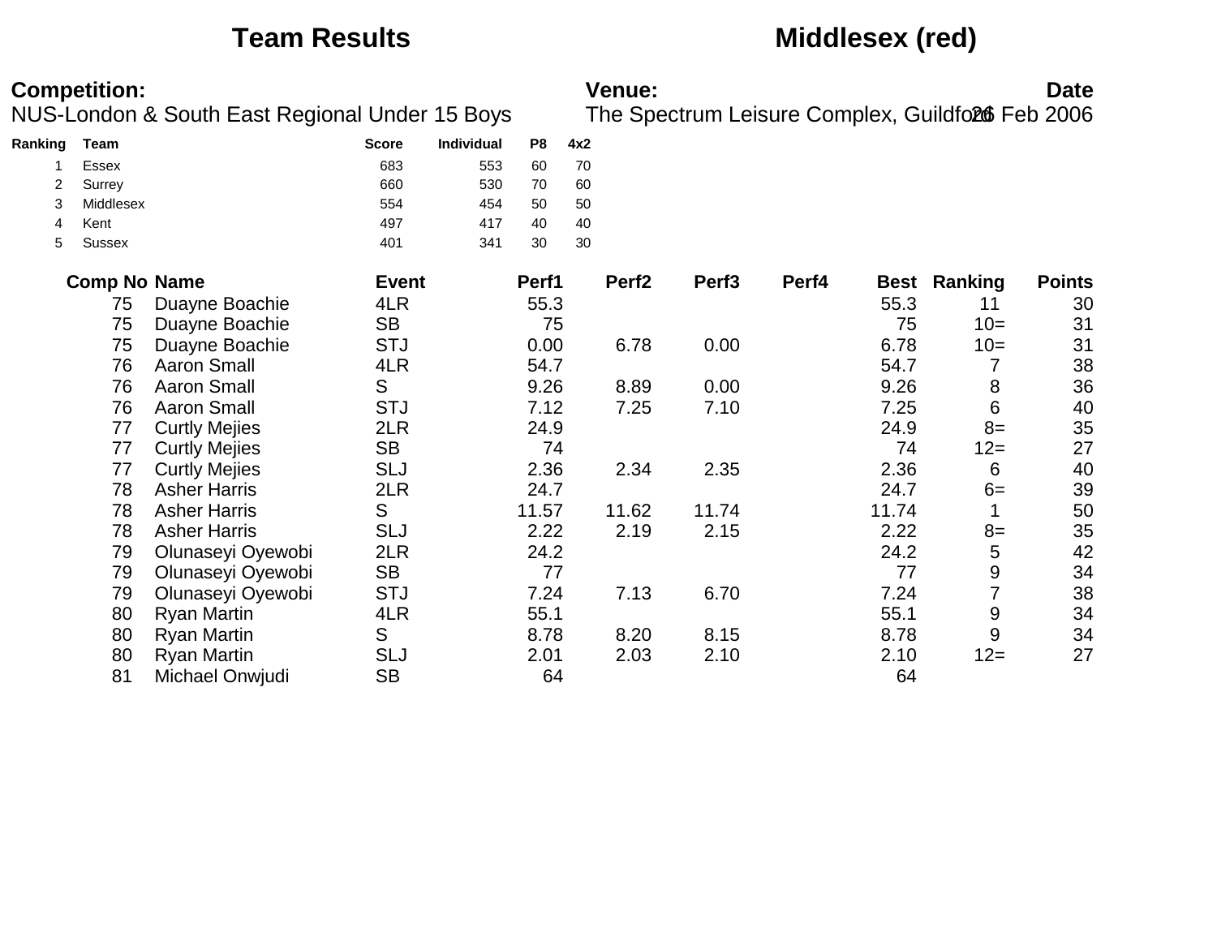# Team Results

## Middlesex (red)

**Competition:**
NUS-London & South East Regional Under 15 Boys

**Venue:**
The Spectrum Leisure Complex, Guildford

**Date**
26 Feb 2006

| Ranking | Team | Score | Individual | P8 | 4x2 |
|---|---|---|---|---|---|
| 1 | Essex | 683 | 553 | 60 | 70 |
| 2 | Surrey | 660 | 530 | 70 | 60 |
| 3 | Middlesex | 554 | 454 | 50 | 50 |
| 4 | Kent | 497 | 417 | 40 | 40 |
| 5 | Sussex | 401 | 341 | 30 | 30 |

| Comp No | Name | Event | Perf1 | Perf2 | Perf3 | Perf4 | Best | Ranking | Points |
|---|---|---|---|---|---|---|---|---|---|
| 75 | Duayne Boachie | 4LR | 55.3 | | | | 55.3 | 11 | 30 |
| 75 | Duayne Boachie | SB | 75 | | | | 75 | 10= | 31 |
| 75 | Duayne Boachie | STJ | 0.00 | 6.78 | 0.00 | | 6.78 | 10= | 31 |
| 76 | Aaron Small | 4LR | 54.7 | | | | 54.7 | 7 | 38 |
| 76 | Aaron Small | S | 9.26 | 8.89 | 0.00 | | 9.26 | 8 | 36 |
| 76 | Aaron Small | STJ | 7.12 | 7.25 | 7.10 | | 7.25 | 6 | 40 |
| 77 | Curtly Mejies | 2LR | 24.9 | | | | 24.9 | 8= | 35 |
| 77 | Curtly Mejies | SB | 74 | | | | 74 | 12= | 27 |
| 77 | Curtly Mejies | SLJ | 2.36 | 2.34 | 2.35 | | 2.36 | 6 | 40 |
| 78 | Asher Harris | 2LR | 24.7 | | | | 24.7 | 6= | 39 |
| 78 | Asher Harris | S | 11.57 | 11.62 | 11.74 | | 11.74 | 1 | 50 |
| 78 | Asher Harris | SLJ | 2.22 | 2.19 | 2.15 | | 2.22 | 8= | 35 |
| 79 | Olunaseyi Oyewobi | 2LR | 24.2 | | | | 24.2 | 5 | 42 |
| 79 | Olunaseyi Oyewobi | SB | 77 | | | | 77 | 9 | 34 |
| 79 | Olunaseyi Oyewobi | STJ | 7.24 | 7.13 | 6.70 | | 7.24 | 7 | 38 |
| 80 | Ryan Martin | 4LR | 55.1 | | | | 55.1 | 9 | 34 |
| 80 | Ryan Martin | S | 8.78 | 8.20 | 8.15 | | 8.78 | 9 | 34 |
| 80 | Ryan Martin | SLJ | 2.01 | 2.03 | 2.10 | | 2.10 | 12= | 27 |
| 81 | Michael Onwjudi | SB | 64 | | | | 64 | | |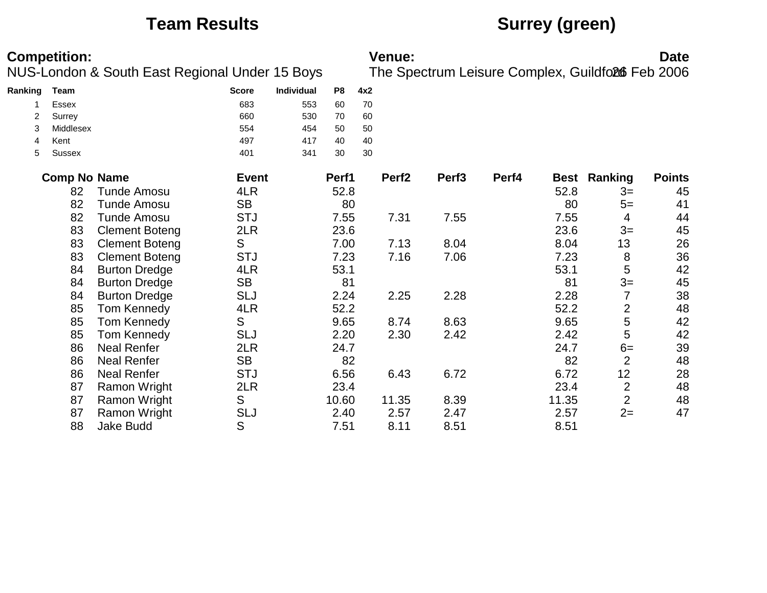# Team Results

# Surrey (green)

**Competition:**
NUS-London & South East Regional Under 15 Boys

**Venue:**
The Spectrum Leisure Complex, Guildford

**Date**
26 Feb 2006

| Ranking | Team | Score | Individual | P8 | 4x2 |
|---|---|---|---|---|---|
| 1 | Essex | 683 | 553 | 60 | 70 |
| 2 | Surrey | 660 | 530 | 70 | 60 |
| 3 | Middlesex | 554 | 454 | 50 | 50 |
| 4 | Kent | 497 | 417 | 40 | 40 |
| 5 | Sussex | 401 | 341 | 30 | 30 |

| Comp No | Name | Event | Perf1 | Perf2 | Perf3 | Perf4 | Best | Ranking | Points |
|---|---|---|---|---|---|---|---|---|---|
| 82 | Tunde Amosu | 4LR | 52.8 | | | | 52.8 | 3= | 45 |
| 82 | Tunde Amosu | SB | 80 | | | | 80 | 5= | 41 |
| 82 | Tunde Amosu | STJ | 7.55 | 7.31 | 7.55 | | 7.55 | 4 | 44 |
| 83 | Clement Boteng | 2LR | 23.6 | | | | 23.6 | 3= | 45 |
| 83 | Clement Boteng | S | 7.00 | 7.13 | 8.04 | | 8.04 | 13 | 26 |
| 83 | Clement Boteng | STJ | 7.23 | 7.16 | 7.06 | | 7.23 | 8 | 36 |
| 84 | Burton Dredge | 4LR | 53.1 | | | | 53.1 | 5 | 42 |
| 84 | Burton Dredge | SB | 81 | | | | 81 | 3= | 45 |
| 84 | Burton Dredge | SLJ | 2.24 | 2.25 | 2.28 | | 2.28 | 7 | 38 |
| 85 | Tom Kennedy | 4LR | 52.2 | | | | 52.2 | 2 | 48 |
| 85 | Tom Kennedy | S | 9.65 | 8.74 | 8.63 | | 9.65 | 5 | 42 |
| 85 | Tom Kennedy | SLJ | 2.20 | 2.30 | 2.42 | | 2.42 | 5 | 42 |
| 86 | Neal Renfer | 2LR | 24.7 | | | | 24.7 | 6= | 39 |
| 86 | Neal Renfer | SB | 82 | | | | 82 | 2 | 48 |
| 86 | Neal Renfer | STJ | 6.56 | 6.43 | 6.72 | | 6.72 | 12 | 28 |
| 87 | Ramon Wright | 2LR | 23.4 | | | | 23.4 | 2 | 48 |
| 87 | Ramon Wright | S | 10.60 | 11.35 | 8.39 | | 11.35 | 2 | 48 |
| 87 | Ramon Wright | SLJ | 2.40 | 2.57 | 2.47 | | 2.57 | 2= | 47 |
| 88 | Jake Budd | S | 7.51 | 8.11 | 8.51 | | 8.51 | | |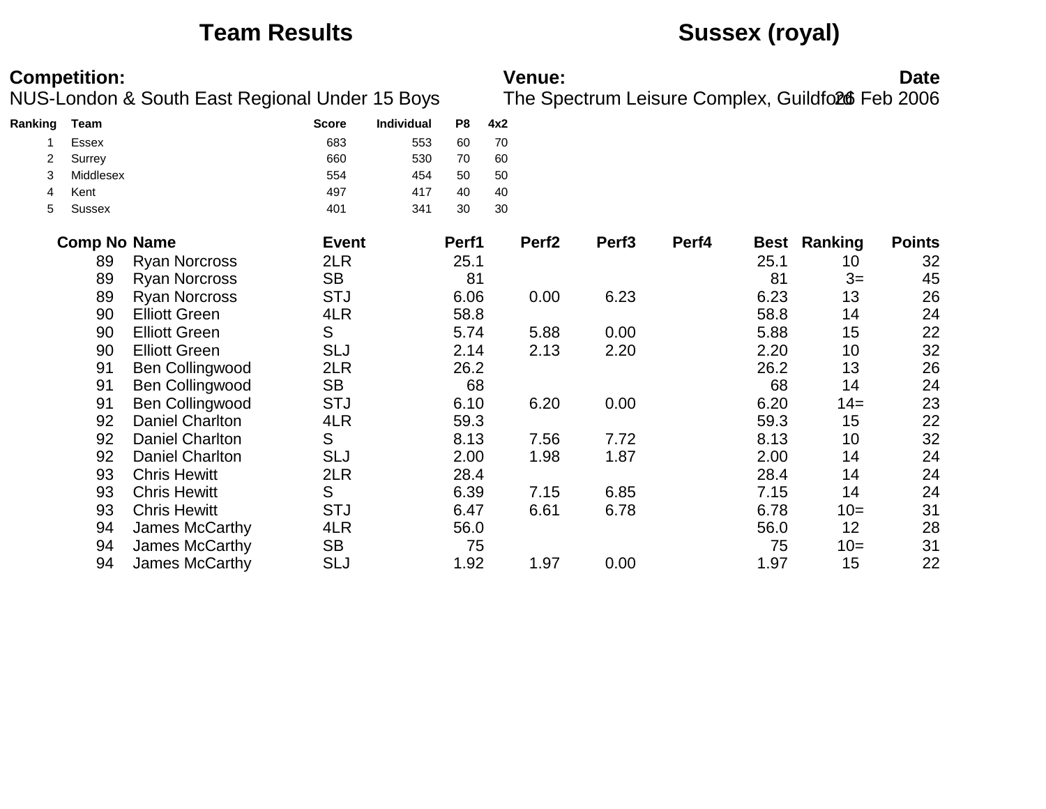# Team Results — Sussex (royal)

**Competition:**
NUS-London & South East Regional Under 15 Boys

**Venue:**
The Spectrum Leisure Complex, Guildford

**Date**
26 Feb 2006

| Ranking | Team | Score | Individual | P8 | 4x2 |
|---|---|---|---|---|---|
| 1 | Essex | 683 | 553 | 60 | 70 |
| 2 | Surrey | 660 | 530 | 70 | 60 |
| 3 | Middlesex | 554 | 454 | 50 | 50 |
| 4 | Kent | 497 | 417 | 40 | 40 |
| 5 | Sussex | 401 | 341 | 30 | 30 |

| Comp No | Name | Event | Perf1 | Perf2 | Perf3 | Perf4 | Best | Ranking | Points |
|---|---|---|---|---|---|---|---|---|---|
| 89 | Ryan Norcross | 2LR | 25.1 | | | | 25.1 | 10 | 32 |
| 89 | Ryan Norcross | SB | 81 | | | | 81 | 3= | 45 |
| 89 | Ryan Norcross | STJ | 6.06 | 0.00 | 6.23 | | 6.23 | 13 | 26 |
| 90 | Elliott Green | 4LR | 58.8 | | | | 58.8 | 14 | 24 |
| 90 | Elliott Green | S | 5.74 | 5.88 | 0.00 | | 5.88 | 15 | 22 |
| 90 | Elliott Green | SLJ | 2.14 | 2.13 | 2.20 | | 2.20 | 10 | 32 |
| 91 | Ben Collingwood | 2LR | 26.2 | | | | 26.2 | 13 | 26 |
| 91 | Ben Collingwood | SB | 68 | | | | 68 | 14 | 24 |
| 91 | Ben Collingwood | STJ | 6.10 | 6.20 | 0.00 | | 6.20 | 14= | 23 |
| 92 | Daniel Charlton | 4LR | 59.3 | | | | 59.3 | 15 | 22 |
| 92 | Daniel Charlton | S | 8.13 | 7.56 | 7.72 | | 8.13 | 10 | 32 |
| 92 | Daniel Charlton | SLJ | 2.00 | 1.98 | 1.87 | | 2.00 | 14 | 24 |
| 93 | Chris Hewitt | 2LR | 28.4 | | | | 28.4 | 14 | 24 |
| 93 | Chris Hewitt | S | 6.39 | 7.15 | 6.85 | | 7.15 | 14 | 24 |
| 93 | Chris Hewitt | STJ | 6.47 | 6.61 | 6.78 | | 6.78 | 10= | 31 |
| 94 | James McCarthy | 4LR | 56.0 | | | | 56.0 | 12 | 28 |
| 94 | James McCarthy | SB | 75 | | | | 75 | 10= | 31 |
| 94 | James McCarthy | SLJ | 1.92 | 1.97 | 0.00 | | 1.97 | 15 | 22 |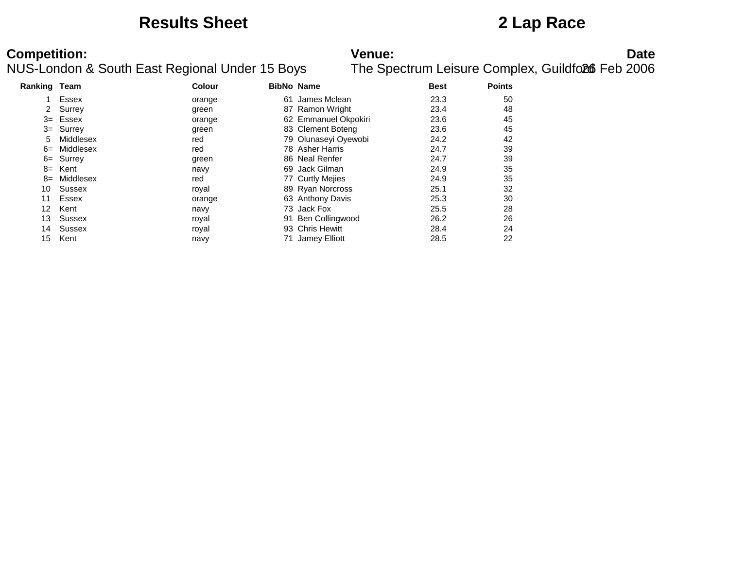## Results Sheet

## 2 Lap Race

**Competition:**
NUS-London & South East Regional Under 15 Boys

**Venue:**
The Spectrum Leisure Complex, Guildford

**Date**
26 Feb 2006

| Ranking | Team | Colour | BibNo | Name | Best | Points |
|---|---|---|---|---|---|---|
| 1 | Essex | orange | 61 | James Mclean | 23.3 | 50 |
| 2 | Surrey | green | 87 | Ramon Wright | 23.4 | 48 |
| 3= | Essex | orange | 62 | Emmanuel Okpokiri | 23.6 | 45 |
| 3= | Surrey | green | 83 | Clement Boteng | 23.6 | 45 |
| 5 | Middlesex | red | 79 | Olunaseyi Oyewobi | 24.2 | 42 |
| 6= | Middlesex | red | 78 | Asher Harris | 24.7 | 39 |
| 6= | Surrey | green | 86 | Neal Renfer | 24.7 | 39 |
| 8= | Kent | navy | 69 | Jack Gilman | 24.9 | 35 |
| 8= | Middlesex | red | 77 | Curtly Mejies | 24.9 | 35 |
| 10 | Sussex | royal | 89 | Ryan Norcross | 25.1 | 32 |
| 11 | Essex | orange | 63 | Anthony Davis | 25.3 | 30 |
| 12 | Kent | navy | 73 | Jack Fox | 25.5 | 28 |
| 13 | Sussex | royal | 91 | Ben Collingwood | 26.2 | 26 |
| 14 | Sussex | royal | 93 | Chris Hewitt | 28.4 | 24 |
| 15 | Kent | navy | 71 | Jamey Elliott | 28.5 | 22 |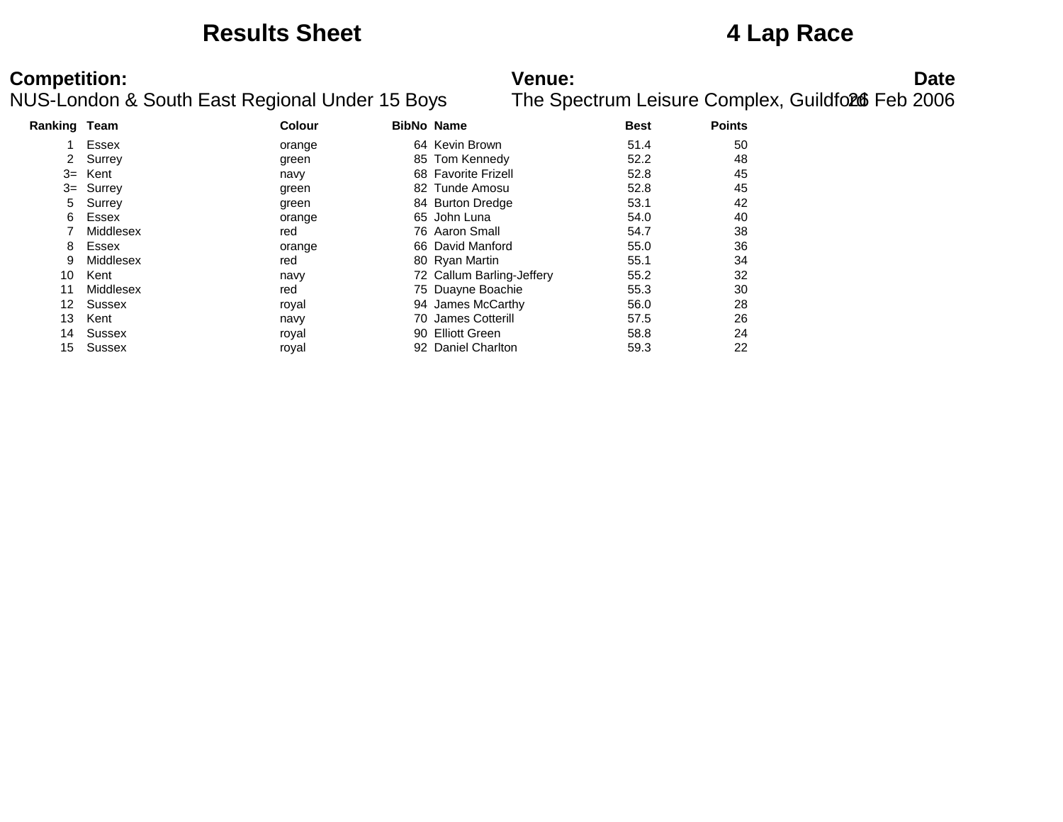# Results Sheet

# 4 Lap Race

**Competition:**
NUS-London & South East Regional Under 15 Boys

**Venue:**
The Spectrum Leisure Complex, Guildford

**Date**
26 Feb 2006

| Ranking | Team | Colour | BibNo | Name | Best | Points |
|---|---|---|---|---|---|---|
| 1 | Essex | orange | 64 | Kevin Brown | 51.4 | 50 |
| 2 | Surrey | green | 85 | Tom Kennedy | 52.2 | 48 |
| 3= | Kent | navy | 68 | Favorite Frizell | 52.8 | 45 |
| 3= | Surrey | green | 82 | Tunde Amosu | 52.8 | 45 |
| 5 | Surrey | green | 84 | Burton Dredge | 53.1 | 42 |
| 6 | Essex | orange | 65 | John Luna | 54.0 | 40 |
| 7 | Middlesex | red | 76 | Aaron Small | 54.7 | 38 |
| 8 | Essex | orange | 66 | David Manford | 55.0 | 36 |
| 9 | Middlesex | red | 80 | Ryan Martin | 55.1 | 34 |
| 10 | Kent | navy | 72 | Callum Barling-Jeffery | 55.2 | 32 |
| 11 | Middlesex | red | 75 | Duayne Boachie | 55.3 | 30 |
| 12 | Sussex | royal | 94 | James McCarthy | 56.0 | 28 |
| 13 | Kent | navy | 70 | James Cotterill | 57.5 | 26 |
| 14 | Sussex | royal | 90 | Elliott Green | 58.8 | 24 |
| 15 | Sussex | royal | 92 | Daniel Charlton | 59.3 | 22 |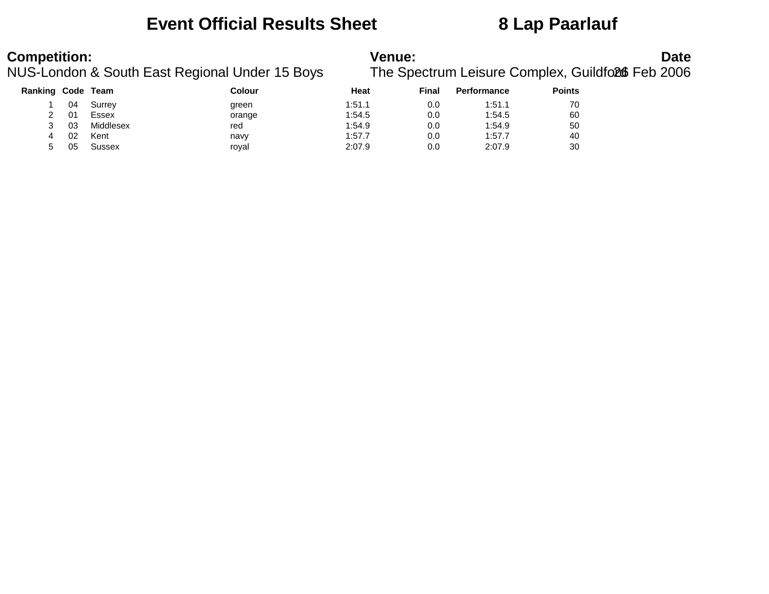# Event Official Results Sheet    8 Lap Paarlauf

**Competition:**
NUS-London & South East Regional Under 15 Boys

**Venue:**
The Spectrum Leisure Complex, Guildford

**Date**
26 Feb 2006

| Ranking | Code | Team | Colour | Heat | Final | Performance | Points |
|---|---|---|---|---|---|---|---|
| 1 | 04 | Surrey | green | 1:51.1 | 0.0 | 1:51.1 | 70 |
| 2 | 01 | Essex | orange | 1:54.5 | 0.0 | 1:54.5 | 60 |
| 3 | 03 | Middlesex | red | 1:54.9 | 0.0 | 1:54.9 | 50 |
| 4 | 02 | Kent | navy | 1:57.7 | 0.0 | 1:57.7 | 40 |
| 5 | 05 | Sussex | royal | 2:07.9 | 0.0 | 2:07.9 | 30 |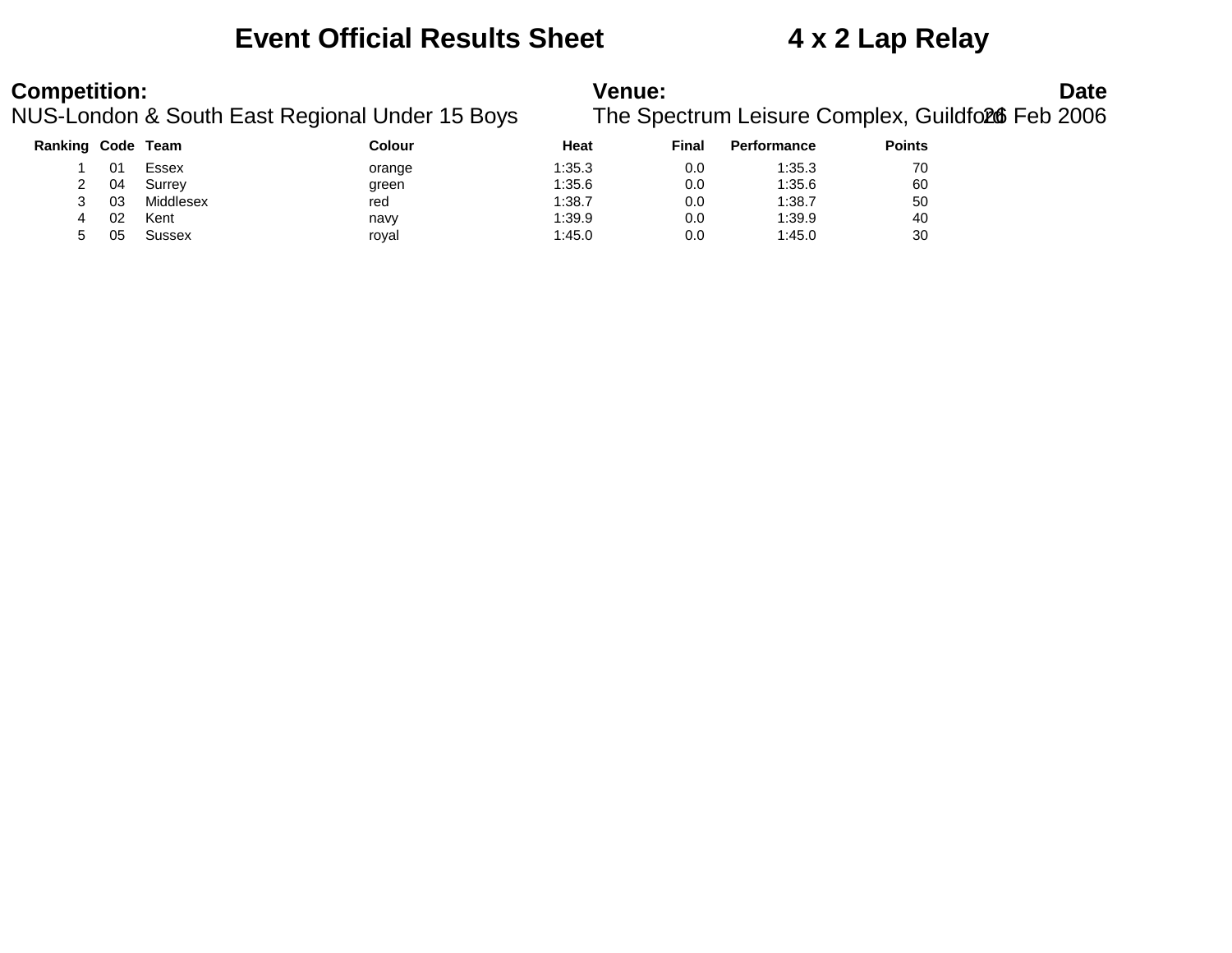# Event Official Results Sheet 4 x 2 Lap Relay

**Competition:** NUS-London & South East Regional Under 15 Boys

**Venue:** The Spectrum Leisure Complex, Guildford

**Date** 26 Feb 2006

| Ranking | Code | Team | Colour | Heat | Final | Performance | Points |
|---|---|---|---|---|---|---|---|
| 1 | 01 | Essex | orange | 1:35.3 | 0.0 | 1:35.3 | 70 |
| 2 | 04 | Surrey | green | 1:35.6 | 0.0 | 1:35.6 | 60 |
| 3 | 03 | Middlesex | red | 1:38.7 | 0.0 | 1:38.7 | 50 |
| 4 | 02 | Kent | navy | 1:39.9 | 0.0 | 1:39.9 | 40 |
| 5 | 05 | Sussex | royal | 1:45.0 | 0.0 | 1:45.0 | 30 |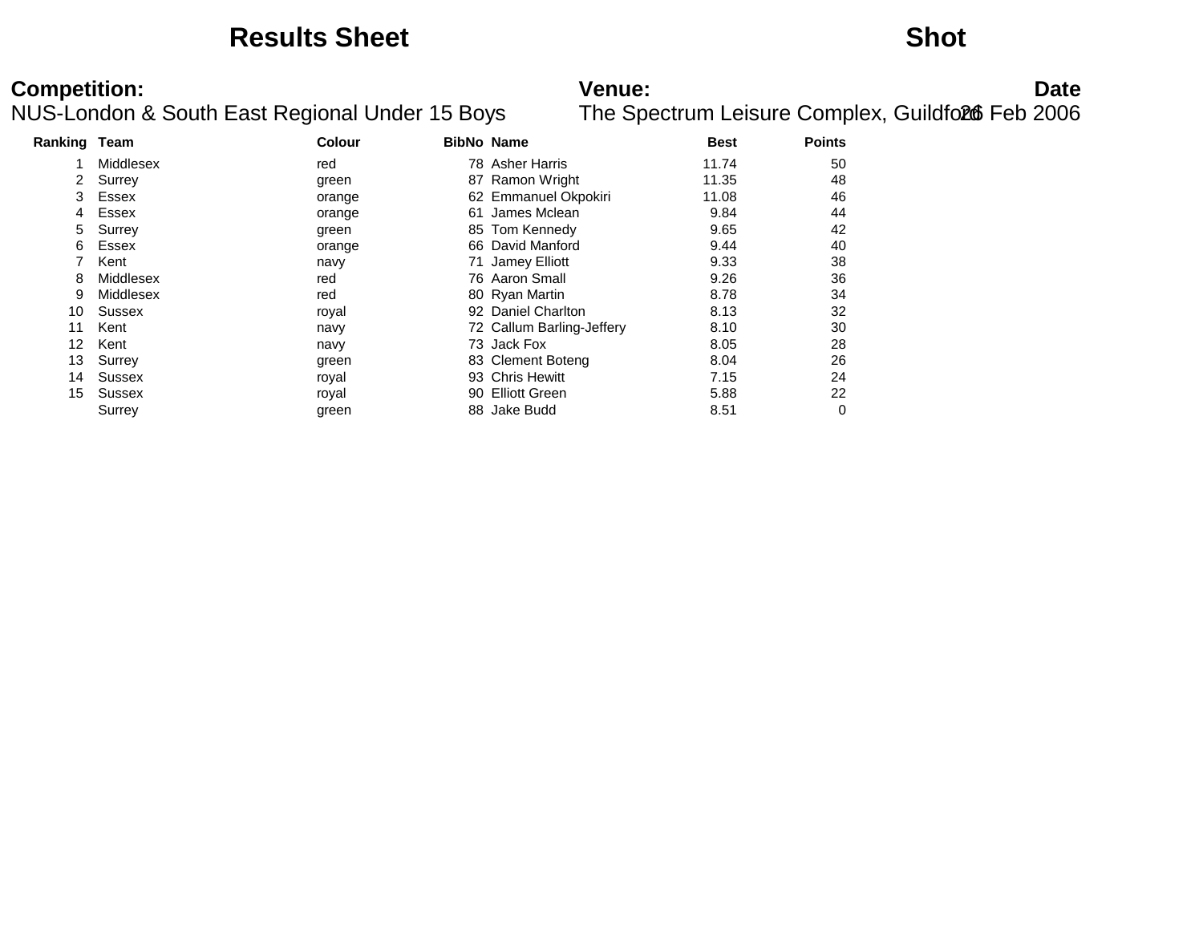# Results Sheet

## Shot

**Competition:**
NUS-London & South East Regional Under 15 Boys

**Venue:**
The Spectrum Leisure Complex, Guildford

**Date**
26 Feb 2006

| Ranking | Team | Colour | BibNo | Name | Best | Points |
|---|---|---|---|---|---|---|
| 1 | Middlesex | red | 78 | Asher Harris | 11.74 | 50 |
| 2 | Surrey | green | 87 | Ramon Wright | 11.35 | 48 |
| 3 | Essex | orange | 62 | Emmanuel Okpokiri | 11.08 | 46 |
| 4 | Essex | orange | 61 | James Mclean | 9.84 | 44 |
| 5 | Surrey | green | 85 | Tom Kennedy | 9.65 | 42 |
| 6 | Essex | orange | 66 | David Manford | 9.44 | 40 |
| 7 | Kent | navy | 71 | Jamey Elliott | 9.33 | 38 |
| 8 | Middlesex | red | 76 | Aaron Small | 9.26 | 36 |
| 9 | Middlesex | red | 80 | Ryan Martin | 8.78 | 34 |
| 10 | Sussex | royal | 92 | Daniel Charlton | 8.13 | 32 |
| 11 | Kent | navy | 72 | Callum Barling-Jeffery | 8.10 | 30 |
| 12 | Kent | navy | 73 | Jack Fox | 8.05 | 28 |
| 13 | Surrey | green | 83 | Clement Boteng | 8.04 | 26 |
| 14 | Sussex | royal | 93 | Chris Hewitt | 7.15 | 24 |
| 15 | Sussex | royal | 90 | Elliott Green | 5.88 | 22 |
| | Surrey | green | 88 | Jake Budd | 8.51 | 0 |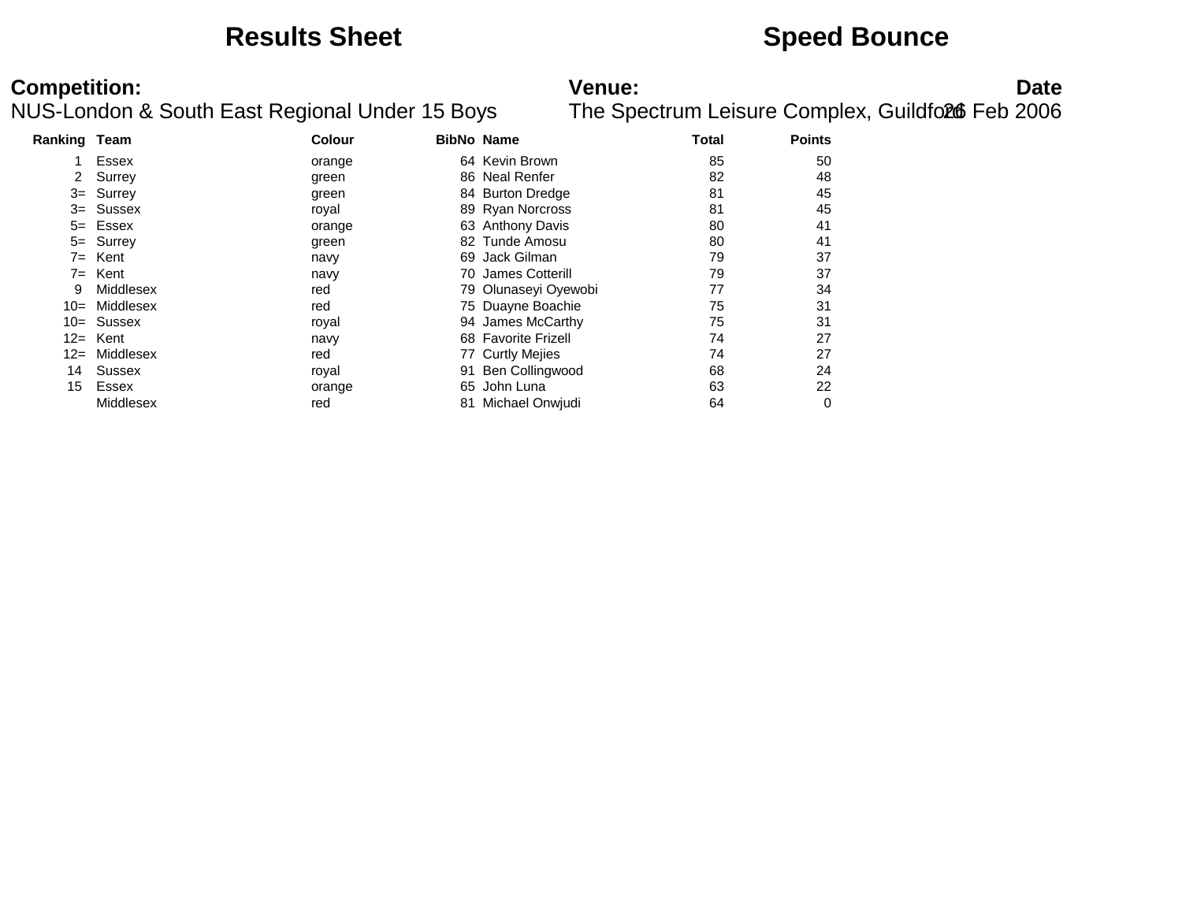# Results Sheet

# Speed Bounce

**Competition:**
NUS-London & South East Regional Under 15 Boys

**Venue:**
The Spectrum Leisure Complex, Guildford

**Date**
26 Feb 2006

| Ranking | Team | Colour | BibNo | Name | Total | Points |
|---|---|---|---|---|---|---|
| 1 | Essex | orange | 64 | Kevin Brown | 85 | 50 |
| 2 | Surrey | green | 86 | Neal Renfer | 82 | 48 |
| 3= | Surrey | green | 84 | Burton Dredge | 81 | 45 |
| 3= | Sussex | royal | 89 | Ryan Norcross | 81 | 45 |
| 5= | Essex | orange | 63 | Anthony Davis | 80 | 41 |
| 5= | Surrey | green | 82 | Tunde Amosu | 80 | 41 |
| 7= | Kent | navy | 69 | Jack Gilman | 79 | 37 |
| 7= | Kent | navy | 70 | James Cotterill | 79 | 37 |
| 9 | Middlesex | red | 79 | Olunaseyi Oyewobi | 77 | 34 |
| 10= | Middlesex | red | 75 | Duayne Boachie | 75 | 31 |
| 10= | Sussex | royal | 94 | James McCarthy | 75 | 31 |
| 12= | Kent | navy | 68 | Favorite Frizell | 74 | 27 |
| 12= | Middlesex | red | 77 | Curtly Mejies | 74 | 27 |
| 14 | Sussex | royal | 91 | Ben Collingwood | 68 | 24 |
| 15 | Essex | orange | 65 | John Luna | 63 | 22 |
| | Middlesex | red | 81 | Michael Onwjudi | 64 | 0 |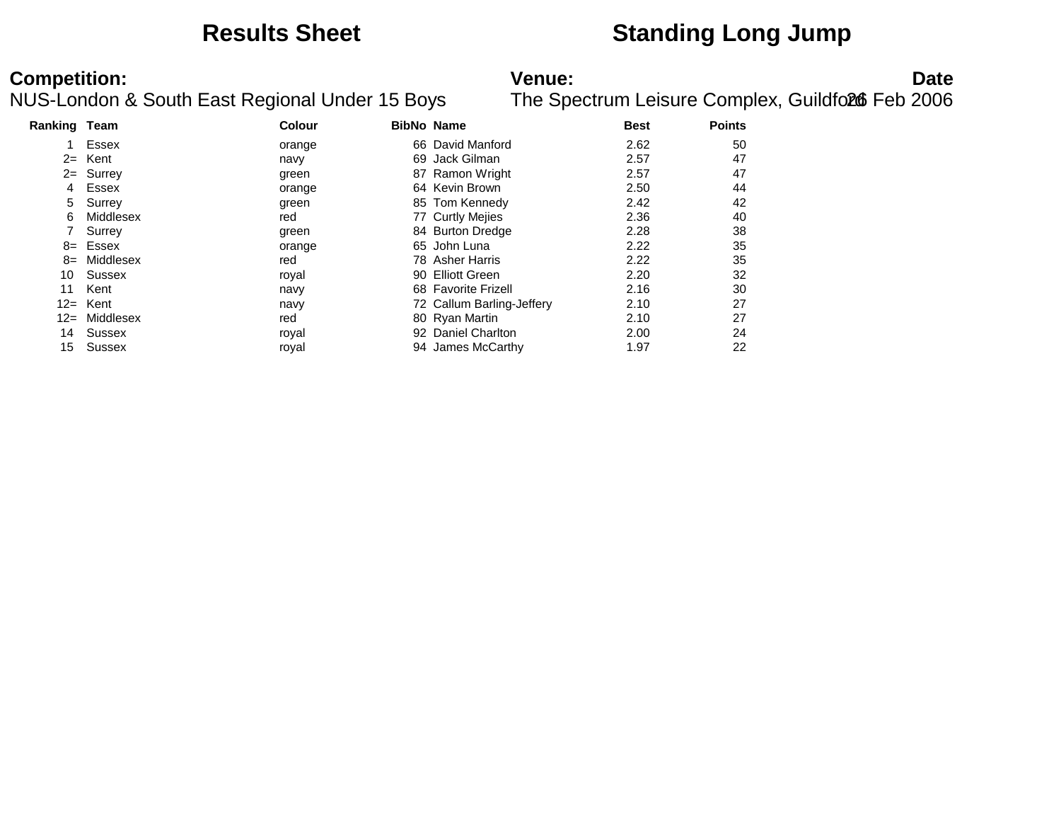# Results Sheet

# Standing Long Jump

**Competition:**
NUS-London & South East Regional Under 15 Boys

**Venue:**
The Spectrum Leisure Complex, Guildford

**Date**
26 Feb 2006

| Ranking | Team | Colour | BibNo | Name | Best | Points |
|---|---|---|---|---|---|---|
| 1 | Essex | orange | 66 | David Manford | 2.62 | 50 |
| 2= | Kent | navy | 69 | Jack Gilman | 2.57 | 47 |
| 2= | Surrey | green | 87 | Ramon Wright | 2.57 | 47 |
| 4 | Essex | orange | 64 | Kevin Brown | 2.50 | 44 |
| 5 | Surrey | green | 85 | Tom Kennedy | 2.42 | 42 |
| 6 | Middlesex | red | 77 | Curtly Mejies | 2.36 | 40 |
| 7 | Surrey | green | 84 | Burton Dredge | 2.28 | 38 |
| 8= | Essex | orange | 65 | John Luna | 2.22 | 35 |
| 8= | Middlesex | red | 78 | Asher Harris | 2.22 | 35 |
| 10 | Sussex | royal | 90 | Elliott Green | 2.20 | 32 |
| 11 | Kent | navy | 68 | Favorite Frizell | 2.16 | 30 |
| 12= | Kent | navy | 72 | Callum Barling-Jeffery | 2.10 | 27 |
| 12= | Middlesex | red | 80 | Ryan Martin | 2.10 | 27 |
| 14 | Sussex | royal | 92 | Daniel Charlton | 2.00 | 24 |
| 15 | Sussex | royal | 94 | James McCarthy | 1.97 | 22 |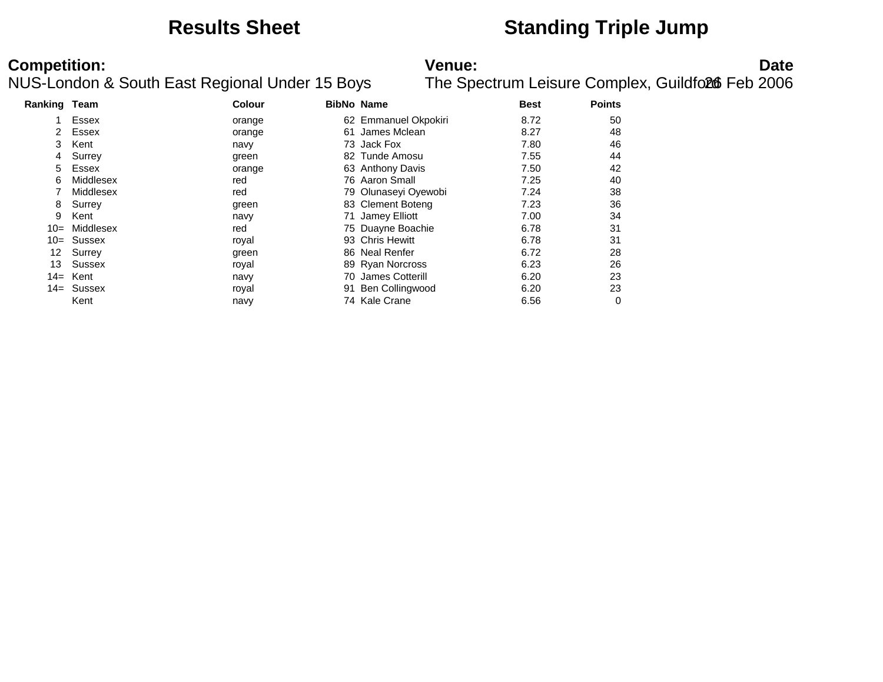# Results Sheet

# Standing Triple Jump

**Competition:**
NUS-London & South East Regional Under 15 Boys

**Venue:**
The Spectrum Leisure Complex, Guildford

**Date**
26 Feb 2006

| Ranking | Team | Colour | BibNo | Name | Best | Points |
|---|---|---|---|---|---|---|
| 1 | Essex | orange | 62 | Emmanuel Okpokiri | 8.72 | 50 |
| 2 | Essex | orange | 61 | James Mclean | 8.27 | 48 |
| 3 | Kent | navy | 73 | Jack Fox | 7.80 | 46 |
| 4 | Surrey | green | 82 | Tunde Amosu | 7.55 | 44 |
| 5 | Essex | orange | 63 | Anthony Davis | 7.50 | 42 |
| 6 | Middlesex | red | 76 | Aaron Small | 7.25 | 40 |
| 7 | Middlesex | red | 79 | Olunaseyi Oyewobi | 7.24 | 38 |
| 8 | Surrey | green | 83 | Clement Boteng | 7.23 | 36 |
| 9 | Kent | navy | 71 | Jamey Elliott | 7.00 | 34 |
| 10= | Middlesex | red | 75 | Duayne Boachie | 6.78 | 31 |
| 10= | Sussex | royal | 93 | Chris Hewitt | 6.78 | 31 |
| 12 | Surrey | green | 86 | Neal Renfer | 6.72 | 28 |
| 13 | Sussex | royal | 89 | Ryan Norcross | 6.23 | 26 |
| 14= | Kent | navy | 70 | James Cotterill | 6.20 | 23 |
| 14= | Sussex | royal | 91 | Ben Collingwood | 6.20 | 23 |
| | Kent | navy | 74 | Kale Crane | 6.56 | 0 |